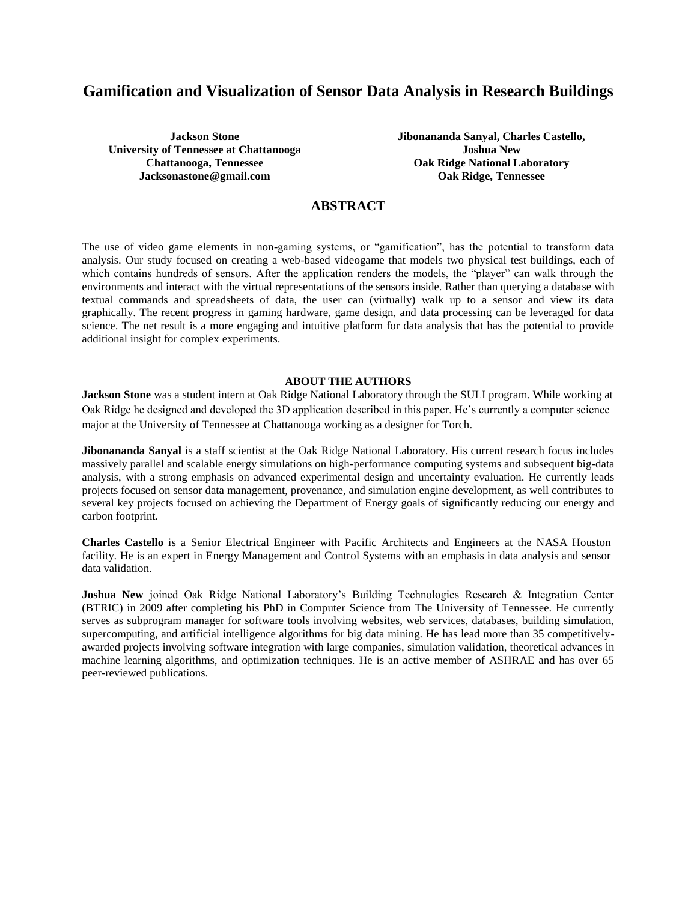# Gamification and Visualization of Sensor Data Analysis in Research Buildings

**Jackson Stone**
**University of Tennessee at Chattanooga**
**Chattanooga, Tennessee**
**Jacksonastone@gmail.com**

**Jibonananda Sanyal, Charles Castello,**
**Joshua New**
**Oak Ridge National Laboratory**
**Oak Ridge, Tennessee**

## ABSTRACT

The use of video game elements in non-gaming systems, or "gamification", has the potential to transform data analysis. Our study focused on creating a web-based videogame that models two physical test buildings, each of which contains hundreds of sensors. After the application renders the models, the "player" can walk through the environments and interact with the virtual representations of the sensors inside. Rather than querying a database with textual commands and spreadsheets of data, the user can (virtually) walk up to a sensor and view its data graphically. The recent progress in gaming hardware, game design, and data processing can be leveraged for data science. The net result is a more engaging and intuitive platform for data analysis that has the potential to provide additional insight for complex experiments.

### ABOUT THE AUTHORS

**Jackson Stone** was a student intern at Oak Ridge National Laboratory through the SULI program. While working at Oak Ridge he designed and developed the 3D application described in this paper. He's currently a computer science major at the University of Tennessee at Chattanooga working as a designer for Torch.

**Jibonananda Sanyal** is a staff scientist at the Oak Ridge National Laboratory. His current research focus includes massively parallel and scalable energy simulations on high-performance computing systems and subsequent big-data analysis, with a strong emphasis on advanced experimental design and uncertainty evaluation. He currently leads projects focused on sensor data management, provenance, and simulation engine development, as well contributes to several key projects focused on achieving the Department of Energy goals of significantly reducing our energy and carbon footprint.

**Charles Castello** is a Senior Electrical Engineer with Pacific Architects and Engineers at the NASA Houston facility. He is an expert in Energy Management and Control Systems with an emphasis in data analysis and sensor data validation.

**Joshua New** joined Oak Ridge National Laboratory's Building Technologies Research & Integration Center (BTRIC) in 2009 after completing his PhD in Computer Science from The University of Tennessee. He currently serves as subprogram manager for software tools involving websites, web services, databases, building simulation, supercomputing, and artificial intelligence algorithms for big data mining. He has lead more than 35 competitively-awarded projects involving software integration with large companies, simulation validation, theoretical advances in machine learning algorithms, and optimization techniques. He is an active member of ASHRAE and has over 65 peer-reviewed publications.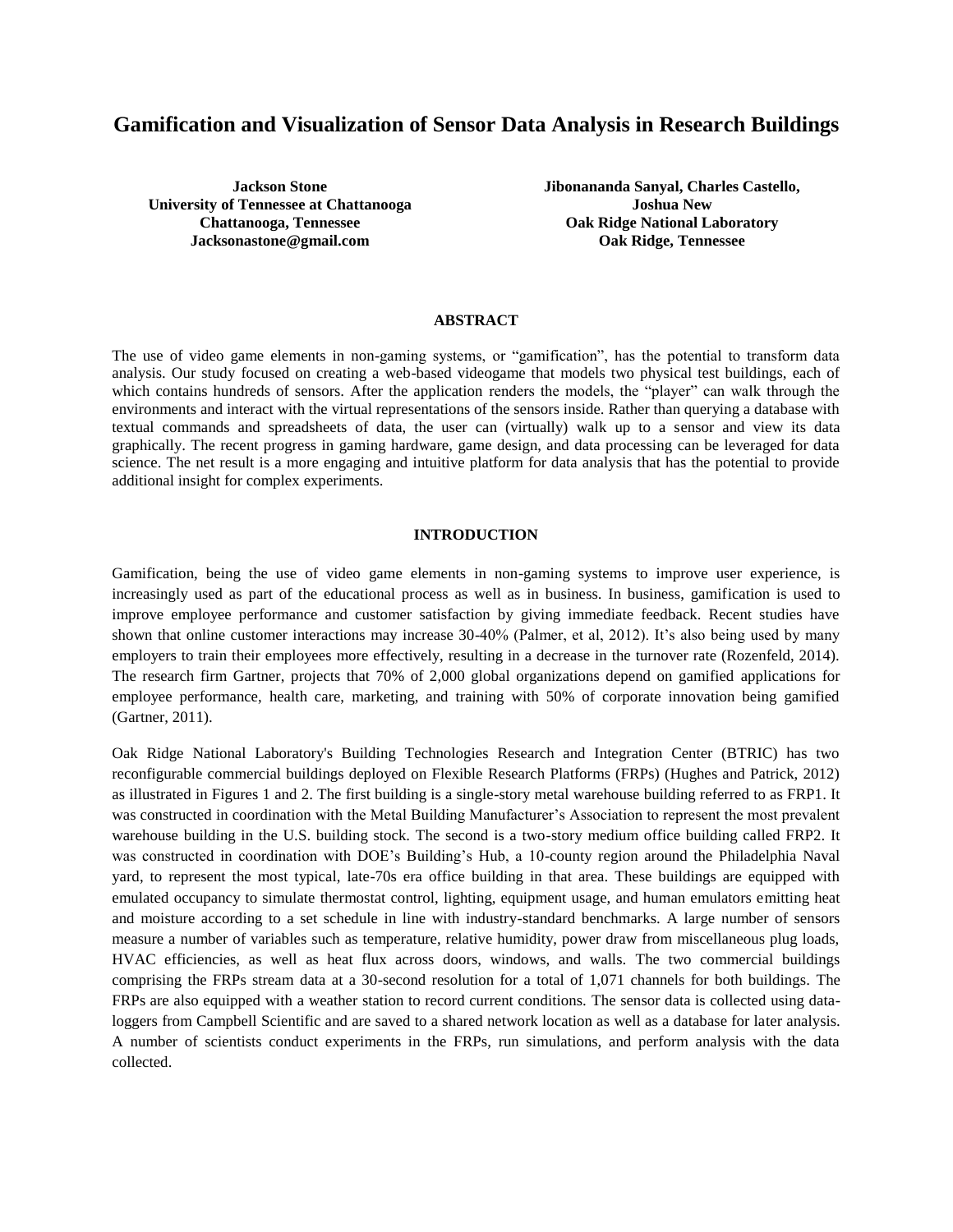# Gamification and Visualization of Sensor Data Analysis in Research Buildings

**Jackson Stone**
**University of Tennessee at Chattanooga**
**Chattanooga, Tennessee**
**Jacksonastone@gmail.com**

**Jibonananda Sanyal, Charles Castello, Joshua New**
**Oak Ridge National Laboratory**
**Oak Ridge, Tennessee**

## ABSTRACT

The use of video game elements in non-gaming systems, or "gamification", has the potential to transform data analysis. Our study focused on creating a web-based videogame that models two physical test buildings, each of which contains hundreds of sensors. After the application renders the models, the "player" can walk through the environments and interact with the virtual representations of the sensors inside. Rather than querying a database with textual commands and spreadsheets of data, the user can (virtually) walk up to a sensor and view its data graphically. The recent progress in gaming hardware, game design, and data processing can be leveraged for data science. The net result is a more engaging and intuitive platform for data analysis that has the potential to provide additional insight for complex experiments.

## INTRODUCTION

Gamification, being the use of video game elements in non-gaming systems to improve user experience, is increasingly used as part of the educational process as well as in business. In business, gamification is used to improve employee performance and customer satisfaction by giving immediate feedback. Recent studies have shown that online customer interactions may increase 30-40% (Palmer, et al, 2012). It's also being used by many employers to train their employees more effectively, resulting in a decrease in the turnover rate (Rozenfeld, 2014). The research firm Gartner, projects that 70% of 2,000 global organizations depend on gamified applications for employee performance, health care, marketing, and training with 50% of corporate innovation being gamified (Gartner, 2011).

Oak Ridge National Laboratory's Building Technologies Research and Integration Center (BTRIC) has two reconfigurable commercial buildings deployed on Flexible Research Platforms (FRPs) (Hughes and Patrick, 2012) as illustrated in Figures 1 and 2. The first building is a single-story metal warehouse building referred to as FRP1. It was constructed in coordination with the Metal Building Manufacturer's Association to represent the most prevalent warehouse building in the U.S. building stock. The second is a two-story medium office building called FRP2. It was constructed in coordination with DOE's Building's Hub, a 10-county region around the Philadelphia Naval yard, to represent the most typical, late-70s era office building in that area. These buildings are equipped with emulated occupancy to simulate thermostat control, lighting, equipment usage, and human emulators emitting heat and moisture according to a set schedule in line with industry-standard benchmarks. A large number of sensors measure a number of variables such as temperature, relative humidity, power draw from miscellaneous plug loads, HVAC efficiencies, as well as heat flux across doors, windows, and walls. The two commercial buildings comprising the FRPs stream data at a 30-second resolution for a total of 1,071 channels for both buildings. The FRPs are also equipped with a weather station to record current conditions. The sensor data is collected using data-loggers from Campbell Scientific and are saved to a shared network location as well as a database for later analysis. A number of scientists conduct experiments in the FRPs, run simulations, and perform analysis with the data collected.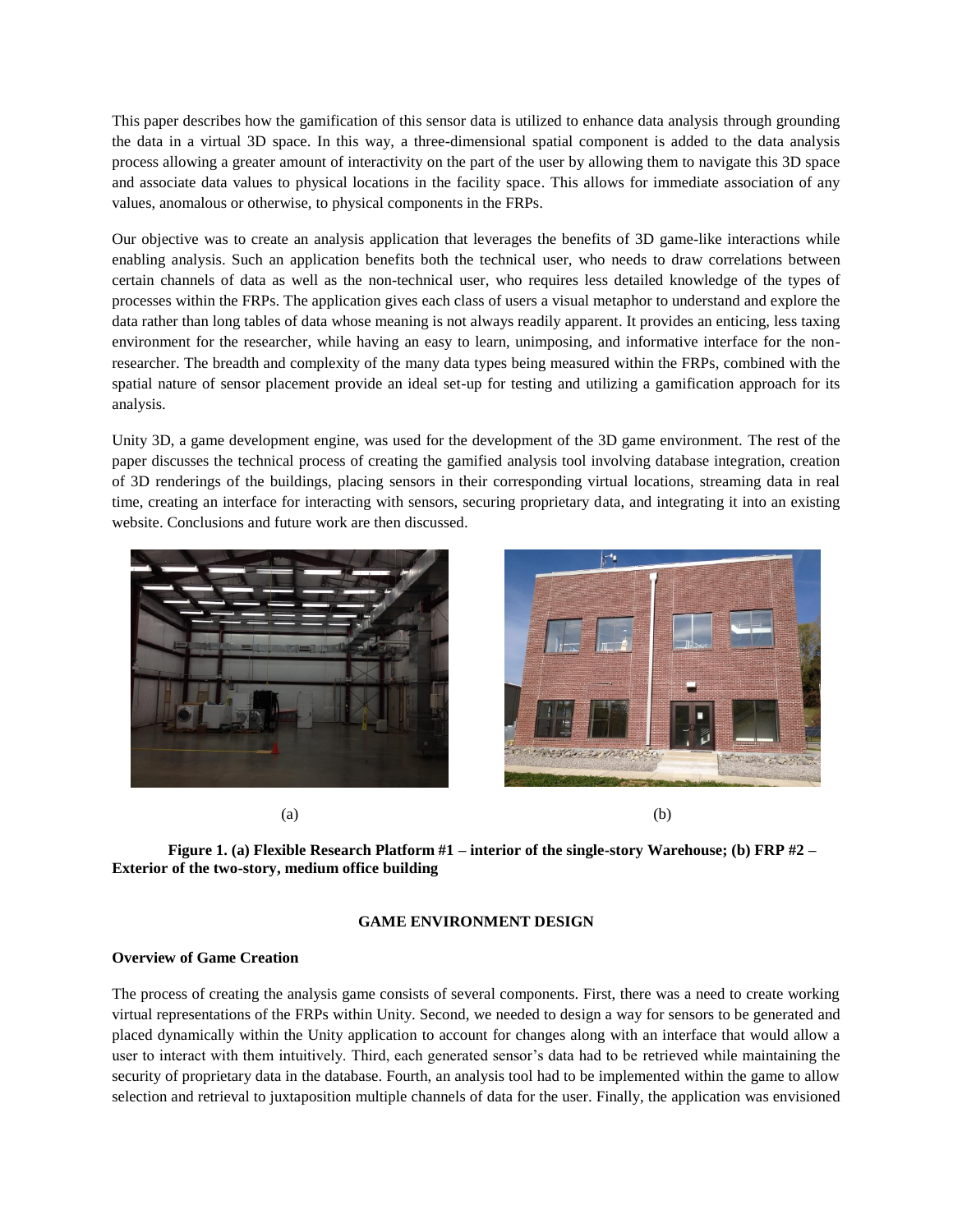This paper describes how the gamification of this sensor data is utilized to enhance data analysis through grounding the data in a virtual 3D space. In this way, a three-dimensional spatial component is added to the data analysis process allowing a greater amount of interactivity on the part of the user by allowing them to navigate this 3D space and associate data values to physical locations in the facility space. This allows for immediate association of any values, anomalous or otherwise, to physical components in the FRPs.

Our objective was to create an analysis application that leverages the benefits of 3D game-like interactions while enabling analysis. Such an application benefits both the technical user, who needs to draw correlations between certain channels of data as well as the non-technical user, who requires less detailed knowledge of the types of processes within the FRPs. The application gives each class of users a visual metaphor to understand and explore the data rather than long tables of data whose meaning is not always readily apparent. It provides an enticing, less taxing environment for the researcher, while having an easy to learn, unimposing, and informative interface for the non-researcher. The breadth and complexity of the many data types being measured within the FRPs, combined with the spatial nature of sensor placement provide an ideal set-up for testing and utilizing a gamification approach for its analysis.

Unity 3D, a game development engine, was used for the development of the 3D game environment. The rest of the paper discusses the technical process of creating the gamified analysis tool involving database integration, creation of 3D renderings of the buildings, placing sensors in their corresponding virtual locations, streaming data in real time, creating an interface for interacting with sensors, securing proprietary data, and integrating it into an existing website. Conclusions and future work are then discussed.

(a) (b)

**Figure 1. (a) Flexible Research Platform #1 – interior of the single-story Warehouse; (b) FRP #2 – Exterior of the two-story, medium office building**

## GAME ENVIRONMENT DESIGN

### Overview of Game Creation

The process of creating the analysis game consists of several components. First, there was a need to create working virtual representations of the FRPs within Unity. Second, we needed to design a way for sensors to be generated and placed dynamically within the Unity application to account for changes along with an interface that would allow a user to interact with them intuitively. Third, each generated sensor's data had to be retrieved while maintaining the security of proprietary data in the database. Fourth, an analysis tool had to be implemented within the game to allow selection and retrieval to juxtaposition multiple channels of data for the user. Finally, the application was envisioned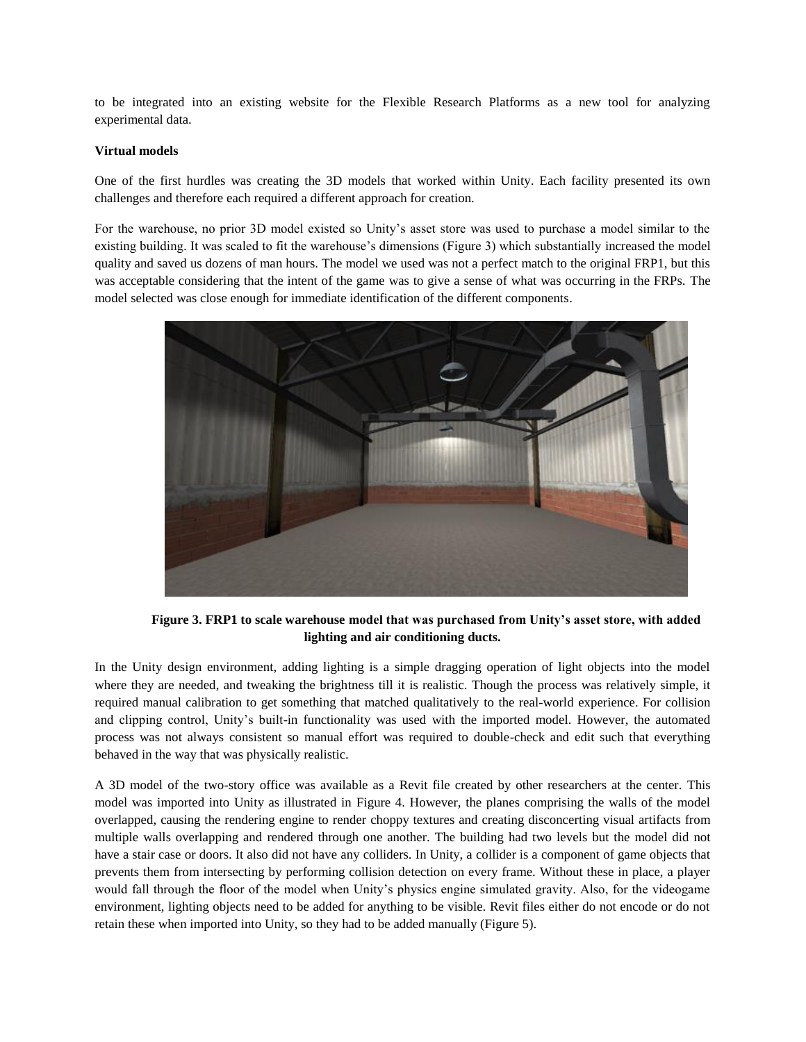to be integrated into an existing website for the Flexible Research Platforms as a new tool for analyzing experimental data.

**Virtual models**

One of the first hurdles was creating the 3D models that worked within Unity. Each facility presented its own challenges and therefore each required a different approach for creation.

For the warehouse, no prior 3D model existed so Unity's asset store was used to purchase a model similar to the existing building. It was scaled to fit the warehouse's dimensions (Figure 3) which substantially increased the model quality and saved us dozens of man hours. The model we used was not a perfect match to the original FRP1, but this was acceptable considering that the intent of the game was to give a sense of what was occurring in the FRPs. The model selected was close enough for immediate identification of the different components.

**Figure 3. FRP1 to scale warehouse model that was purchased from Unity's asset store, with added lighting and air conditioning ducts.**

In the Unity design environment, adding lighting is a simple dragging operation of light objects into the model where they are needed, and tweaking the brightness till it is realistic. Though the process was relatively simple, it required manual calibration to get something that matched qualitatively to the real-world experience. For collision and clipping control, Unity's built-in functionality was used with the imported model. However, the automated process was not always consistent so manual effort was required to double-check and edit such that everything behaved in the way that was physically realistic.

A 3D model of the two-story office was available as a Revit file created by other researchers at the center. This model was imported into Unity as illustrated in Figure 4. However, the planes comprising the walls of the model overlapped, causing the rendering engine to render choppy textures and creating disconcerting visual artifacts from multiple walls overlapping and rendered through one another. The building had two levels but the model did not have a stair case or doors. It also did not have any colliders. In Unity, a collider is a component of game objects that prevents them from intersecting by performing collision detection on every frame. Without these in place, a player would fall through the floor of the model when Unity's physics engine simulated gravity. Also, for the videogame environment, lighting objects need to be added for anything to be visible. Revit files either do not encode or do not retain these when imported into Unity, so they had to be added manually (Figure 5).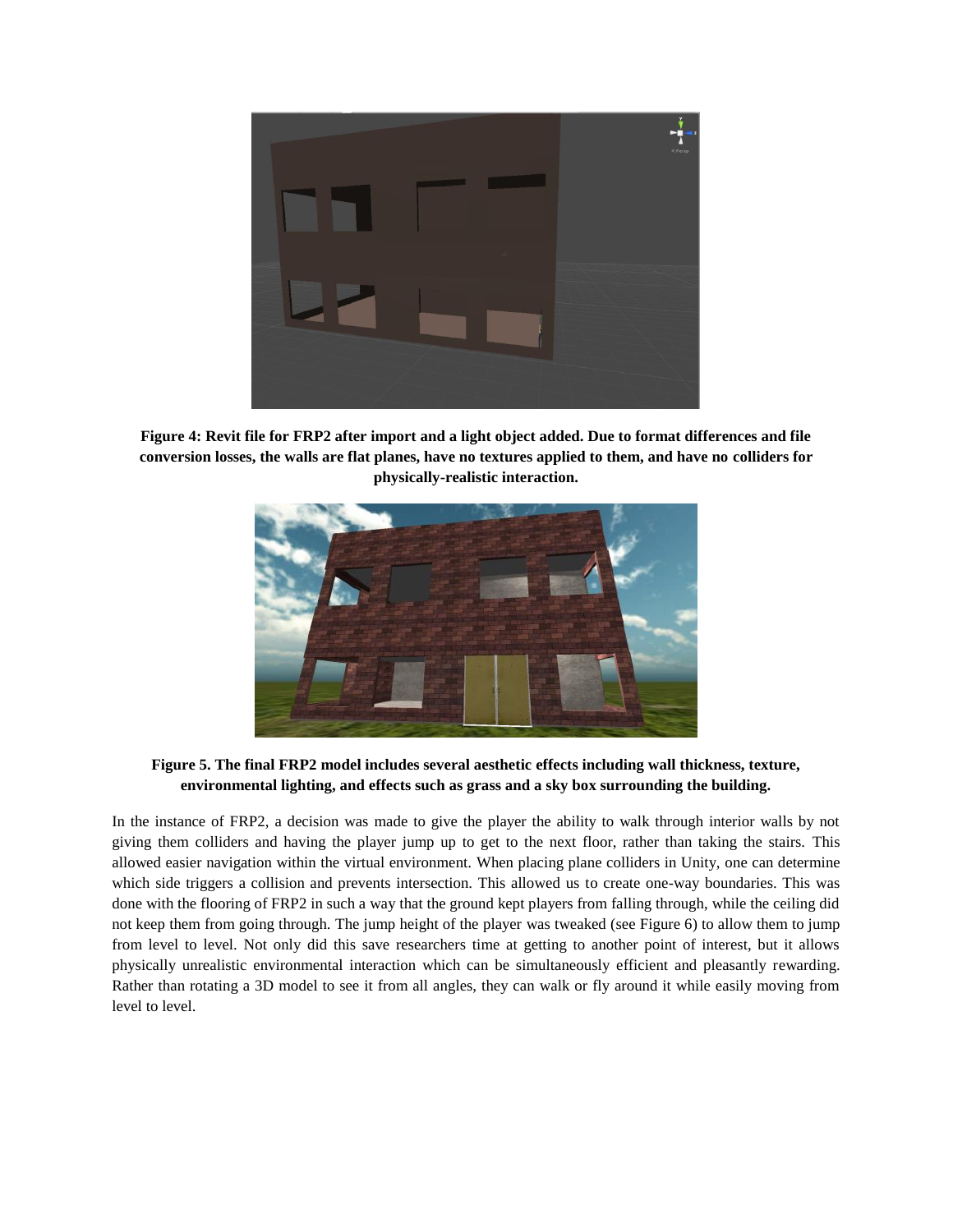**Figure 4: Revit file for FRP2 after import and a light object added. Due to format differences and file conversion losses, the walls are flat planes, have no textures applied to them, and have no colliders for physically-realistic interaction.**

**Figure 5. The final FRP2 model includes several aesthetic effects including wall thickness, texture, environmental lighting, and effects such as grass and a sky box surrounding the building.**

In the instance of FRP2, a decision was made to give the player the ability to walk through interior walls by not giving them colliders and having the player jump up to get to the next floor, rather than taking the stairs. This allowed easier navigation within the virtual environment. When placing plane colliders in Unity, one can determine which side triggers a collision and prevents intersection. This allowed us to create one-way boundaries. This was done with the flooring of FRP2 in such a way that the ground kept players from falling through, while the ceiling did not keep them from going through. The jump height of the player was tweaked (see Figure 6) to allow them to jump from level to level. Not only did this save researchers time at getting to another point of interest, but it allows physically unrealistic environmental interaction which can be simultaneously efficient and pleasantly rewarding. Rather than rotating a 3D model to see it from all angles, they can walk or fly around it while easily moving from level to level.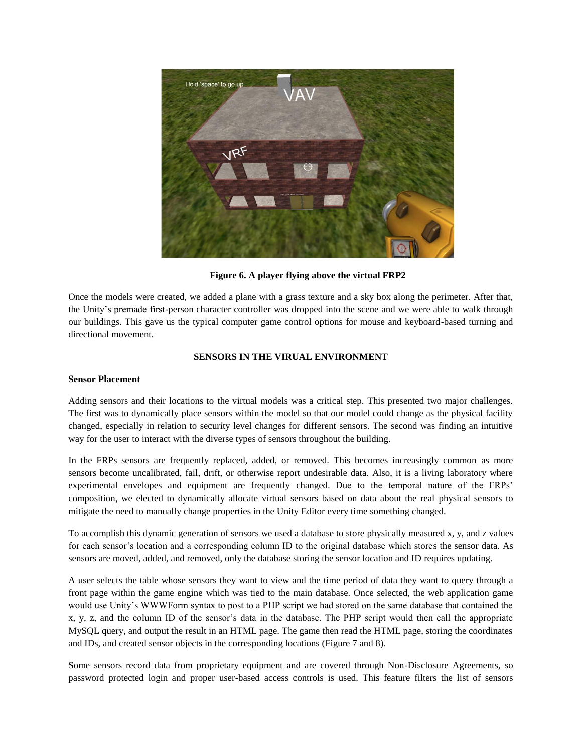**Figure 6. A player flying above the virtual FRP2**

Once the models were created, we added a plane with a grass texture and a sky box along the perimeter. After that, the Unity's premade first-person character controller was dropped into the scene and we were able to walk through our buildings. This gave us the typical computer game control options for mouse and keyboard-based turning and directional movement.

## SENSORS IN THE VIRUAL ENVIRONMENT

### Sensor Placement

Adding sensors and their locations to the virtual models was a critical step. This presented two major challenges. The first was to dynamically place sensors within the model so that our model could change as the physical facility changed, especially in relation to security level changes for different sensors. The second was finding an intuitive way for the user to interact with the diverse types of sensors throughout the building.

In the FRPs sensors are frequently replaced, added, or removed. This becomes increasingly common as more sensors become uncalibrated, fail, drift, or otherwise report undesirable data. Also, it is a living laboratory where experimental envelopes and equipment are frequently changed. Due to the temporal nature of the FRPs' composition, we elected to dynamically allocate virtual sensors based on data about the real physical sensors to mitigate the need to manually change properties in the Unity Editor every time something changed.

To accomplish this dynamic generation of sensors we used a database to store physically measured x, y, and z values for each sensor's location and a corresponding column ID to the original database which stores the sensor data. As sensors are moved, added, and removed, only the database storing the sensor location and ID requires updating.

A user selects the table whose sensors they want to view and the time period of data they want to query through a front page within the game engine which was tied to the main database. Once selected, the web application game would use Unity's WWWForm syntax to post to a PHP script we had stored on the same database that contained the x, y, z, and the column ID of the sensor's data in the database. The PHP script would then call the appropriate MySQL query, and output the result in an HTML page. The game then read the HTML page, storing the coordinates and IDs, and created sensor objects in the corresponding locations (Figure 7 and 8).

Some sensors record data from proprietary equipment and are covered through Non-Disclosure Agreements, so password protected login and proper user-based access controls is used. This feature filters the list of sensors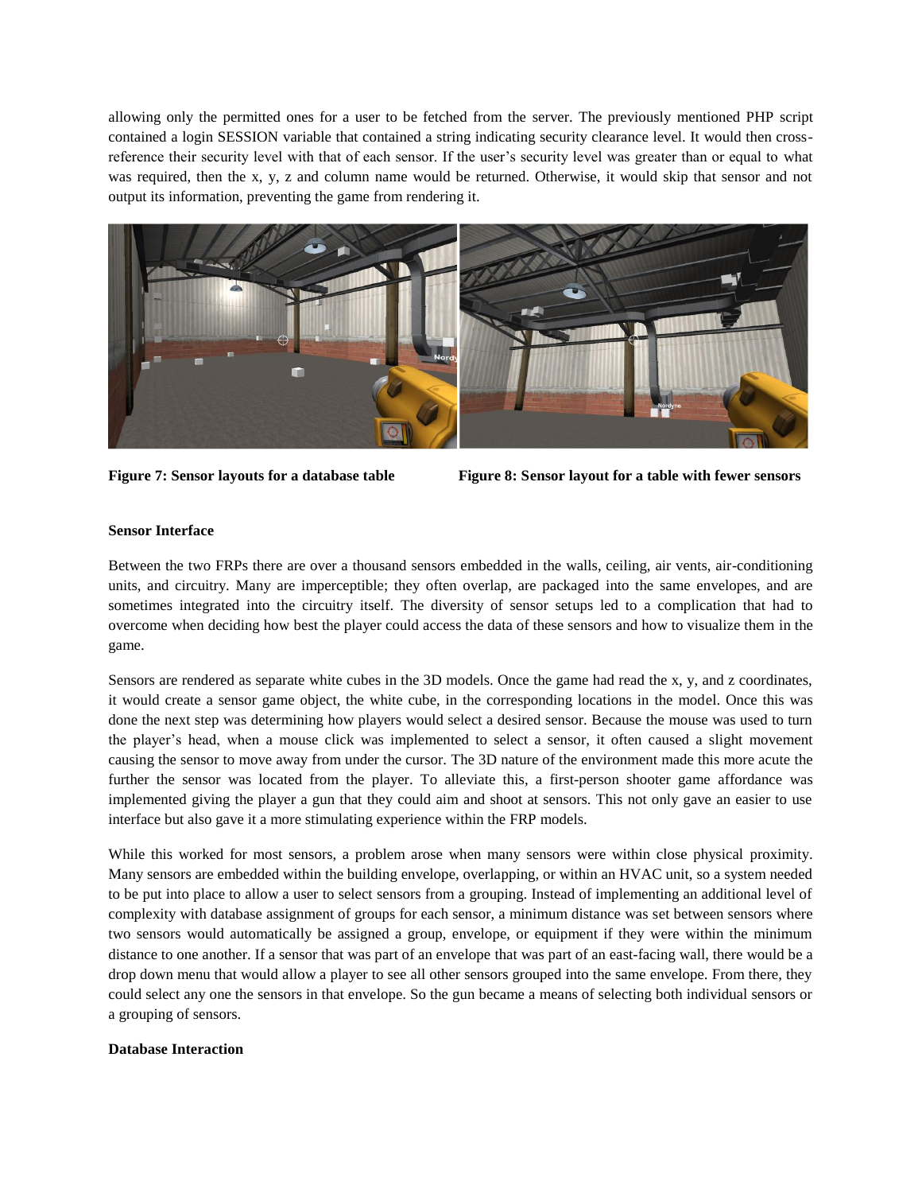allowing only the permitted ones for a user to be fetched from the server. The previously mentioned PHP script contained a login SESSION variable that contained a string indicating security clearance level. It would then cross-reference their security level with that of each sensor. If the user's security level was greater than or equal to what was required, then the x, y, z and column name would be returned. Otherwise, it would skip that sensor and not output its information, preventing the game from rendering it.

**Figure 7: Sensor layouts for a database table**

**Figure 8: Sensor layout for a table with fewer sensors**

**Sensor Interface**

Between the two FRPs there are over a thousand sensors embedded in the walls, ceiling, air vents, air-conditioning units, and circuitry. Many are imperceptible; they often overlap, are packaged into the same envelopes, and are sometimes integrated into the circuitry itself. The diversity of sensor setups led to a complication that had to overcome when deciding how best the player could access the data of these sensors and how to visualize them in the game.

Sensors are rendered as separate white cubes in the 3D models. Once the game had read the x, y, and z coordinates, it would create a sensor game object, the white cube, in the corresponding locations in the model. Once this was done the next step was determining how players would select a desired sensor. Because the mouse was used to turn the player's head, when a mouse click was implemented to select a sensor, it often caused a slight movement causing the sensor to move away from under the cursor. The 3D nature of the environment made this more acute the further the sensor was located from the player. To alleviate this, a first-person shooter game affordance was implemented giving the player a gun that they could aim and shoot at sensors. This not only gave an easier to use interface but also gave it a more stimulating experience within the FRP models.

While this worked for most sensors, a problem arose when many sensors were within close physical proximity. Many sensors are embedded within the building envelope, overlapping, or within an HVAC unit, so a system needed to be put into place to allow a user to select sensors from a grouping. Instead of implementing an additional level of complexity with database assignment of groups for each sensor, a minimum distance was set between sensors where two sensors would automatically be assigned a group, envelope, or equipment if they were within the minimum distance to one another. If a sensor that was part of an envelope that was part of an east-facing wall, there would be a drop down menu that would allow a player to see all other sensors grouped into the same envelope. From there, they could select any one the sensors in that envelope. So the gun became a means of selecting both individual sensors or a grouping of sensors.

**Database Interaction**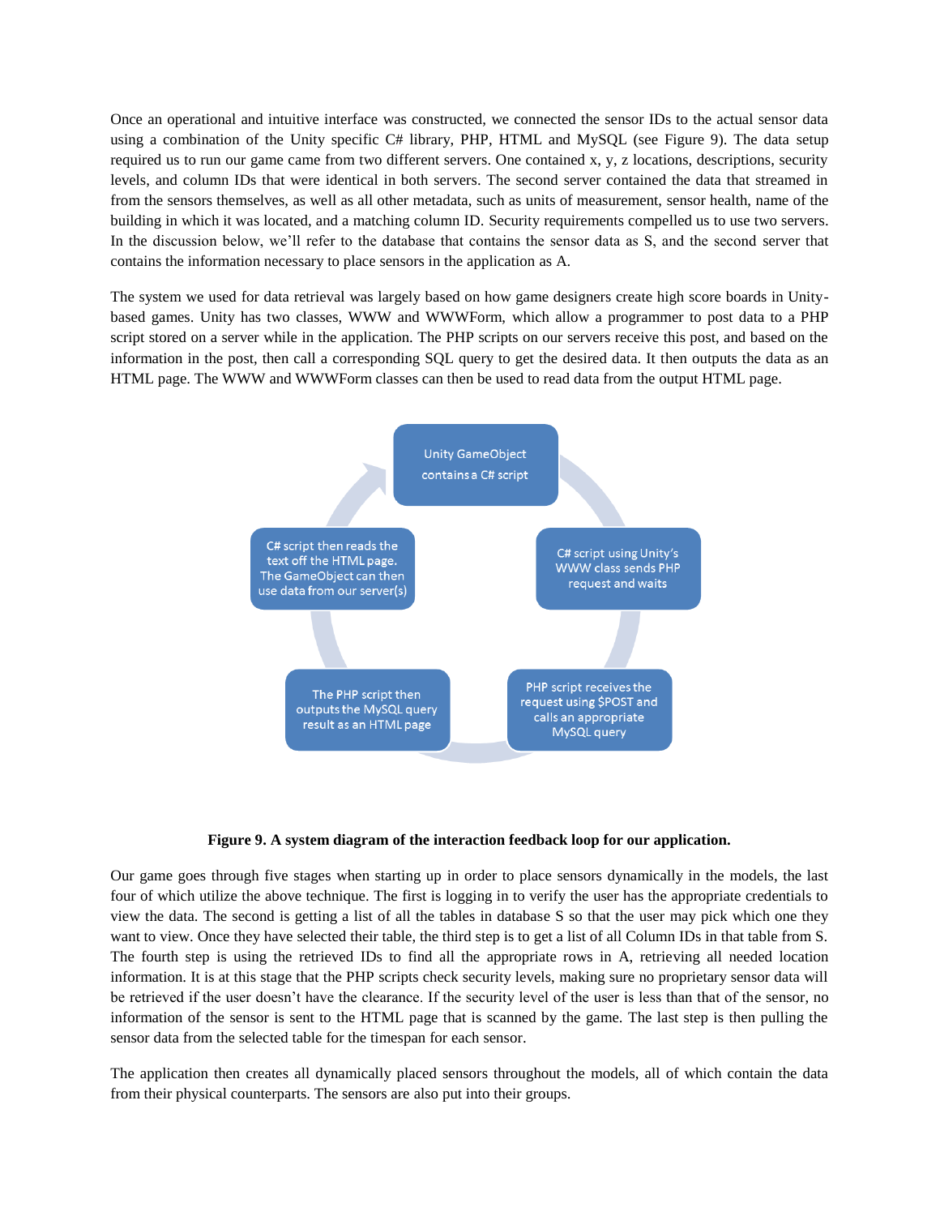Once an operational and intuitive interface was constructed, we connected the sensor IDs to the actual sensor data using a combination of the Unity specific C# library, PHP, HTML and MySQL (see Figure 9). The data setup required us to run our game came from two different servers. One contained x, y, z locations, descriptions, security levels, and column IDs that were identical in both servers. The second server contained the data that streamed in from the sensors themselves, as well as all other metadata, such as units of measurement, sensor health, name of the building in which it was located, and a matching column ID. Security requirements compelled us to use two servers. In the discussion below, we'll refer to the database that contains the sensor data as S, and the second server that contains the information necessary to place sensors in the application as A.

The system we used for data retrieval was largely based on how game designers create high score boards in Unity-based games. Unity has two classes, WWW and WWWForm, which allow a programmer to post data to a PHP script stored on a server while in the application. The PHP scripts on our servers receive this post, and based on the information in the post, then call a corresponding SQL query to get the desired data. It then outputs the data as an HTML page. The WWW and WWWForm classes can then be used to read data from the output HTML page.

Unity GameObject contains a C# script

C# script using Unity's WWW class sends PHP request and waits

PHP script receives the request using $POST and calls an appropriate MySQL query

The PHP script then outputs the MySQL query result as an HTML page

C# script then reads the text off the HTML page. The GameObject can then use data from our server(s)

**Figure 9. A system diagram of the interaction feedback loop for our application.**

Our game goes through five stages when starting up in order to place sensors dynamically in the models, the last four of which utilize the above technique. The first is logging in to verify the user has the appropriate credentials to view the data. The second is getting a list of all the tables in database S so that the user may pick which one they want to view. Once they have selected their table, the third step is to get a list of all Column IDs in that table from S. The fourth step is using the retrieved IDs to find all the appropriate rows in A, retrieving all needed location information. It is at this stage that the PHP scripts check security levels, making sure no proprietary sensor data will be retrieved if the user doesn't have the clearance. If the security level of the user is less than that of the sensor, no information of the sensor is sent to the HTML page that is scanned by the game. The last step is then pulling the sensor data from the selected table for the timespan for each sensor.

The application then creates all dynamically placed sensors throughout the models, all of which contain the data from their physical counterparts. The sensors are also put into their groups.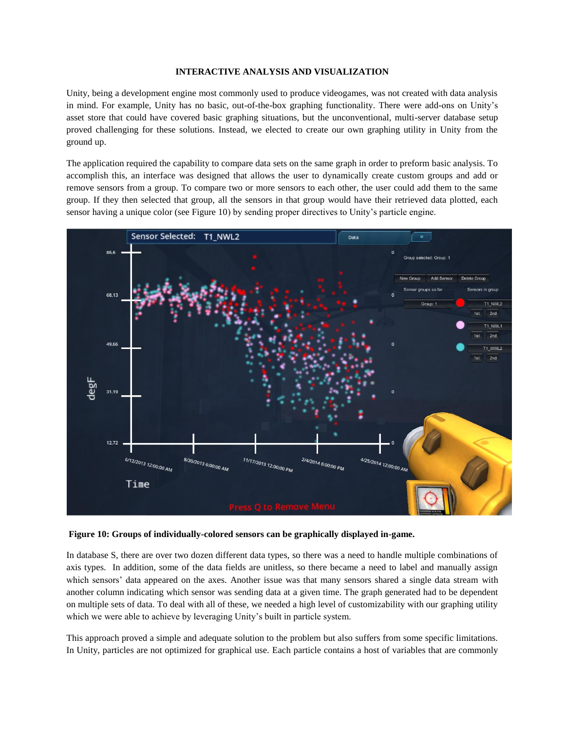## INTERACTIVE ANALYSIS AND VISUALIZATION

Unity, being a development engine most commonly used to produce videogames, was not created with data analysis in mind. For example, Unity has no basic, out-of-the-box graphing functionality. There were add-ons on Unity's asset store that could have covered basic graphing situations, but the unconventional, multi-server database setup proved challenging for these solutions. Instead, we elected to create our own graphing utility in Unity from the ground up.

The application required the capability to compare data sets on the same graph in order to preform basic analysis. To accomplish this, an interface was designed that allows the user to dynamically create custom groups and add or remove sensors from a group. To compare two or more sensors to each other, the user could add them to the same group. If they then selected that group, all the sensors in that group would have their retrieved data plotted, each sensor having a unique color (see Figure 10) by sending proper directives to Unity's particle engine.

**Figure 10: Groups of individually-colored sensors can be graphically displayed in-game.**

In database S, there are over two dozen different data types, so there was a need to handle multiple combinations of axis types. In addition, some of the data fields are unitless, so there became a need to label and manually assign which sensors' data appeared on the axes. Another issue was that many sensors shared a single data stream with another column indicating which sensor was sending data at a given time. The graph generated had to be dependent on multiple sets of data. To deal with all of these, we needed a high level of customizability with our graphing utility which we were able to achieve by leveraging Unity's built in particle system.

This approach proved a simple and adequate solution to the problem but also suffers from some specific limitations. In Unity, particles are not optimized for graphical use. Each particle contains a host of variables that are commonly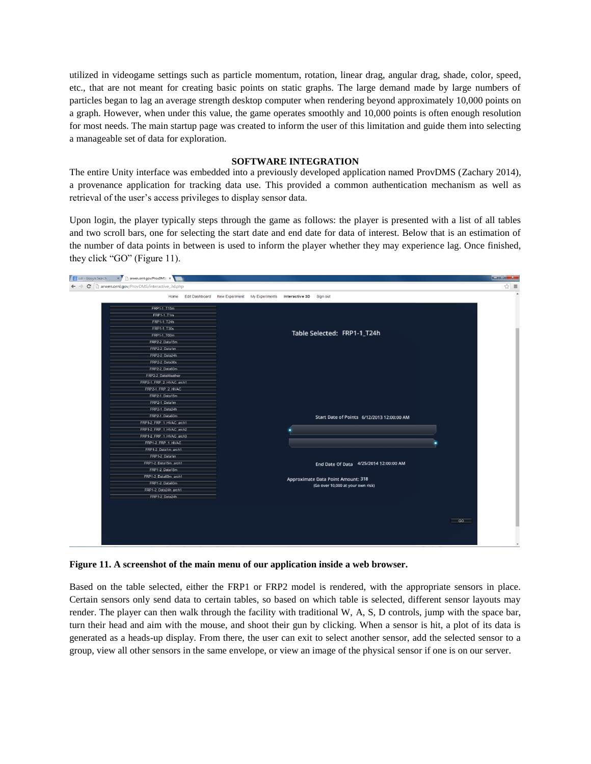utilized in videogame settings such as particle momentum, rotation, linear drag, angular drag, shade, color, speed, etc., that are not meant for creating basic points on static graphs. The large demand made by large numbers of particles began to lag an average strength desktop computer when rendering beyond approximately 10,000 points on a graph. However, when under this value, the game operates smoothly and 10,000 points is often enough resolution for most needs. The main startup page was created to inform the user of this limitation and guide them into selecting a manageable set of data for exploration.

## SOFTWARE INTEGRATION

The entire Unity interface was embedded into a previously developed application named ProvDMS (Zachary 2014), a provenance application for tracking data use. This provided a common authentication mechanism as well as retrieval of the user's access privileges to display sensor data.

Upon login, the player typically steps through the game as follows: the player is presented with a list of all tables and two scroll bars, one for selecting the start date and end date for data of interest. Below that is an estimation of the number of data points in between is used to inform the player whether they may experience lag. Once finished, they click "GO" (Figure 11).

**Figure 11. A screenshot of the main menu of our application inside a web browser.**

Based on the table selected, either the FRP1 or FRP2 model is rendered, with the appropriate sensors in place. Certain sensors only send data to certain tables, so based on which table is selected, different sensor layouts may render. The player can then walk through the facility with traditional W, A, S, D controls, jump with the space bar, turn their head and aim with the mouse, and shoot their gun by clicking. When a sensor is hit, a plot of its data is generated as a heads-up display. From there, the user can exit to select another sensor, add the selected sensor to a group, view all other sensors in the same envelope, or view an image of the physical sensor if one is on our server.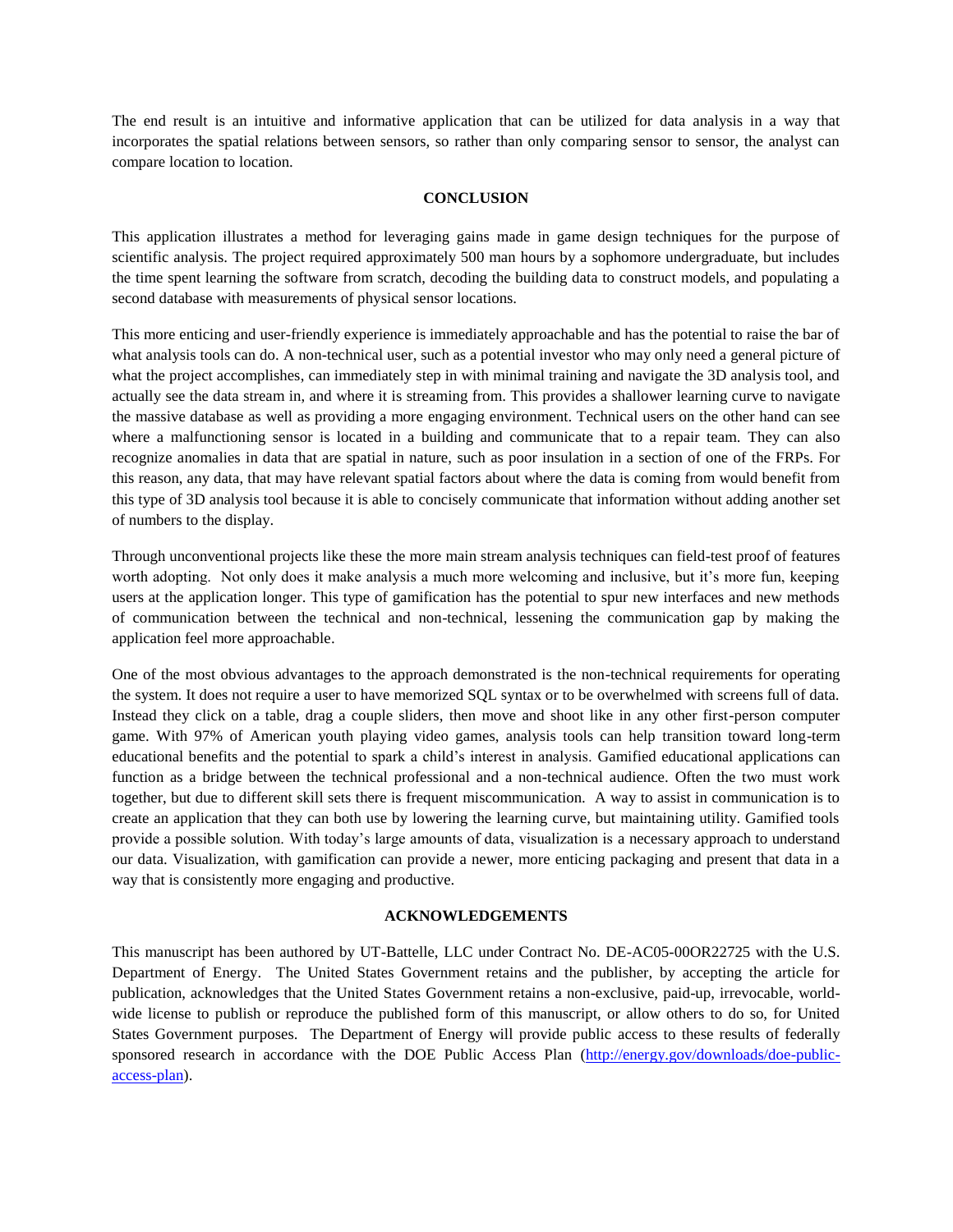The end result is an intuitive and informative application that can be utilized for data analysis in a way that incorporates the spatial relations between sensors, so rather than only comparing sensor to sensor, the analyst can compare location to location.

## CONCLUSION

This application illustrates a method for leveraging gains made in game design techniques for the purpose of scientific analysis. The project required approximately 500 man hours by a sophomore undergraduate, but includes the time spent learning the software from scratch, decoding the building data to construct models, and populating a second database with measurements of physical sensor locations.

This more enticing and user-friendly experience is immediately approachable and has the potential to raise the bar of what analysis tools can do. A non-technical user, such as a potential investor who may only need a general picture of what the project accomplishes, can immediately step in with minimal training and navigate the 3D analysis tool, and actually see the data stream in, and where it is streaming from. This provides a shallower learning curve to navigate the massive database as well as providing a more engaging environment. Technical users on the other hand can see where a malfunctioning sensor is located in a building and communicate that to a repair team. They can also recognize anomalies in data that are spatial in nature, such as poor insulation in a section of one of the FRPs. For this reason, any data, that may have relevant spatial factors about where the data is coming from would benefit from this type of 3D analysis tool because it is able to concisely communicate that information without adding another set of numbers to the display.

Through unconventional projects like these the more main stream analysis techniques can field-test proof of features worth adopting. Not only does it make analysis a much more welcoming and inclusive, but it's more fun, keeping users at the application longer. This type of gamification has the potential to spur new interfaces and new methods of communication between the technical and non-technical, lessening the communication gap by making the application feel more approachable.

One of the most obvious advantages to the approach demonstrated is the non-technical requirements for operating the system. It does not require a user to have memorized SQL syntax or to be overwhelmed with screens full of data. Instead they click on a table, drag a couple sliders, then move and shoot like in any other first-person computer game. With 97% of American youth playing video games, analysis tools can help transition toward long-term educational benefits and the potential to spark a child's interest in analysis. Gamified educational applications can function as a bridge between the technical professional and a non-technical audience. Often the two must work together, but due to different skill sets there is frequent miscommunication. A way to assist in communication is to create an application that they can both use by lowering the learning curve, but maintaining utility. Gamified tools provide a possible solution. With today's large amounts of data, visualization is a necessary approach to understand our data. Visualization, with gamification can provide a newer, more enticing packaging and present that data in a way that is consistently more engaging and productive.

## ACKNOWLEDGEMENTS

This manuscript has been authored by UT-Battelle, LLC under Contract No. DE-AC05-00OR22725 with the U.S. Department of Energy. The United States Government retains and the publisher, by accepting the article for publication, acknowledges that the United States Government retains a non-exclusive, paid-up, irrevocable, world-wide license to publish or reproduce the published form of this manuscript, or allow others to do so, for United States Government purposes. The Department of Energy will provide public access to these results of federally sponsored research in accordance with the DOE Public Access Plan (http://energy.gov/downloads/doe-public-access-plan).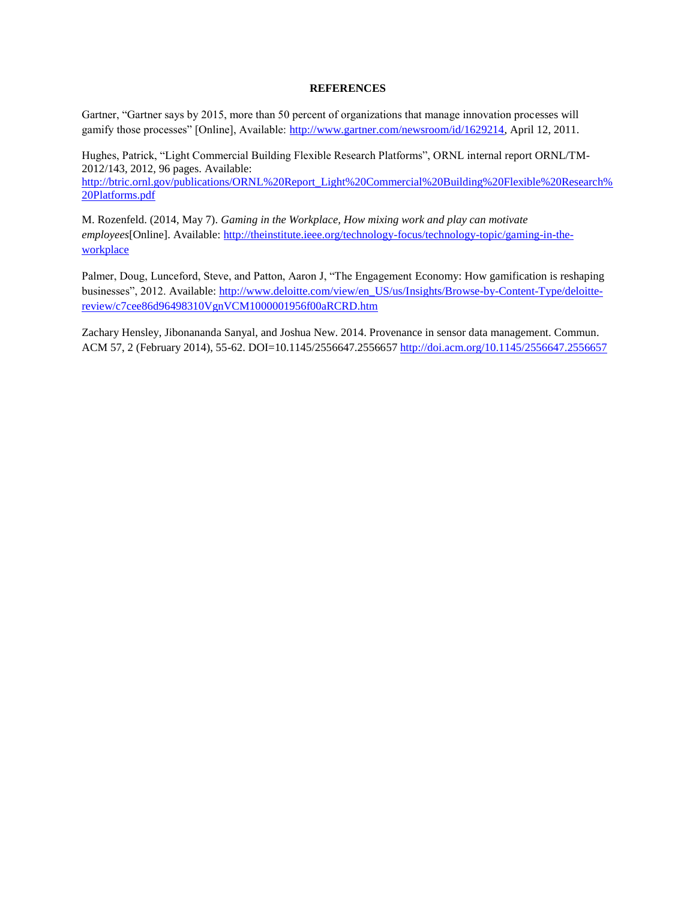## REFERENCES

Gartner, "Gartner says by 2015, more than 50 percent of organizations that manage innovation processes will gamify those processes" [Online], Available: http://www.gartner.com/newsroom/id/1629214, April 12, 2011.

Hughes, Patrick, "Light Commercial Building Flexible Research Platforms", ORNL internal report ORNL/TM-2012/143, 2012, 96 pages. Available: http://btric.ornl.gov/publications/ORNL%20Report_Light%20Commercial%20Building%20Flexible%20Research%20Platforms.pdf

M. Rozenfeld. (2014, May 7). *Gaming in the Workplace, How mixing work and play can motivate employees*[Online]. Available: http://theinstitute.ieee.org/technology-focus/technology-topic/gaming-in-the-workplace

Palmer, Doug, Lunceford, Steve, and Patton, Aaron J, "The Engagement Economy: How gamification is reshaping businesses", 2012. Available: http://www.deloitte.com/view/en_US/us/Insights/Browse-by-Content-Type/deloitte-review/c7cee86d96498310VgnVCM1000001956f00aRCRD.htm

Zachary Hensley, Jibonananda Sanyal, and Joshua New. 2014. Provenance in sensor data management. Commun. ACM 57, 2 (February 2014), 55-62. DOI=10.1145/2556647.2556657 http://doi.acm.org/10.1145/2556647.2556657